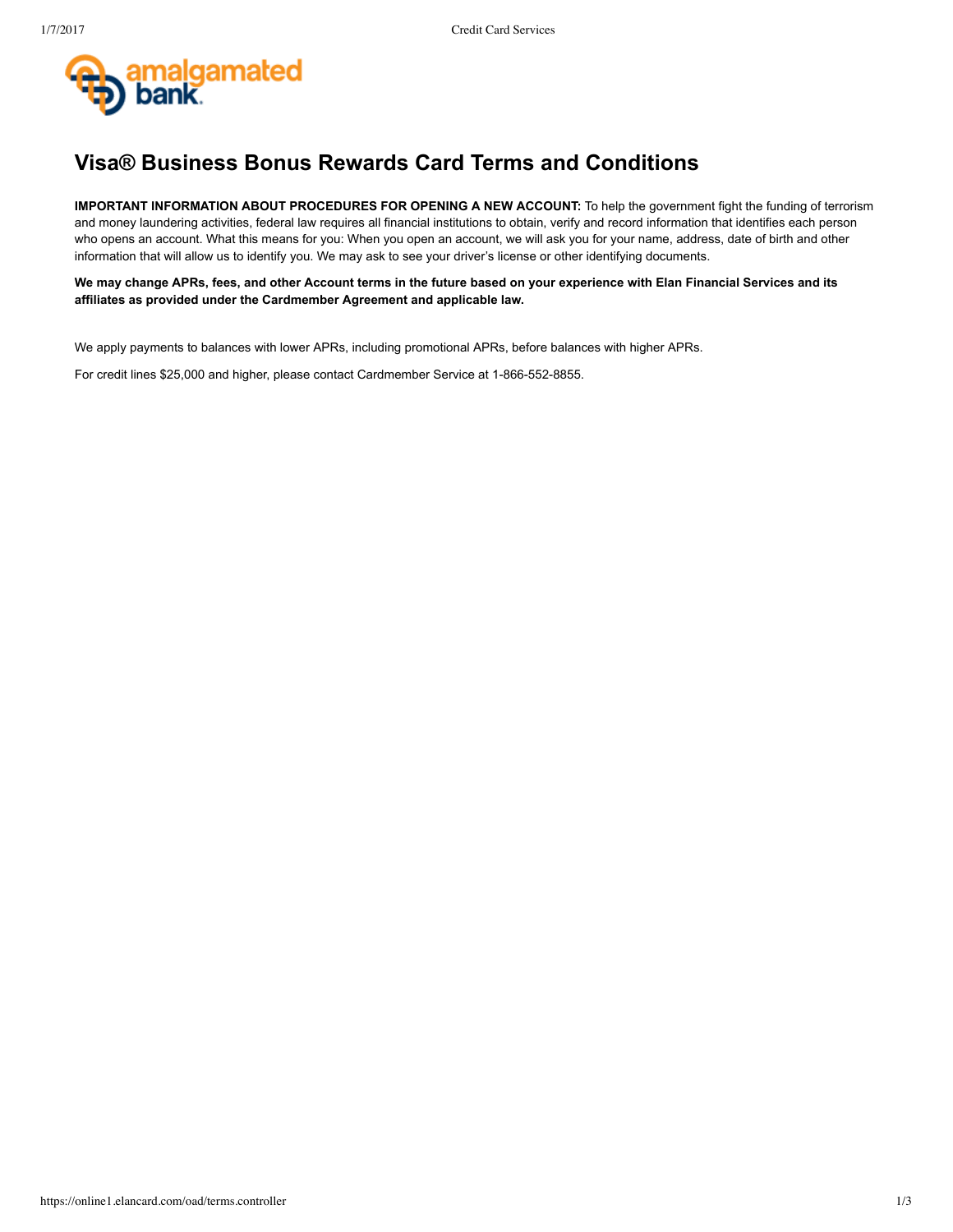# Visa® Business Bonus Rewards Card Terms and Conditions

**IMPORTANT INFORMATION ABOUT PROCEDURES FOR OPENING A NEW ACCOUNT:** To help the government fight the funding of terrorism and money laundering activities, federal law requires all financial institutions to obtain, verify and record information that identifies each person who opens an account. What this means for you: When you open an account, we will ask you for your name, address, date of birth and other information that will allow us to identify you. We may ask to see your driver's license or other identifying documents.

**We may change APRs, fees, and other Account terms in the future based on your experience with Elan Financial Services and its affiliates as provided under the Cardmember Agreement and applicable law.**

We apply payments to balances with lower APRs, including promotional APRs, before balances with higher APRs.

For credit lines $25,000 and higher, please contact Cardmember Service at 1-866-552-8855.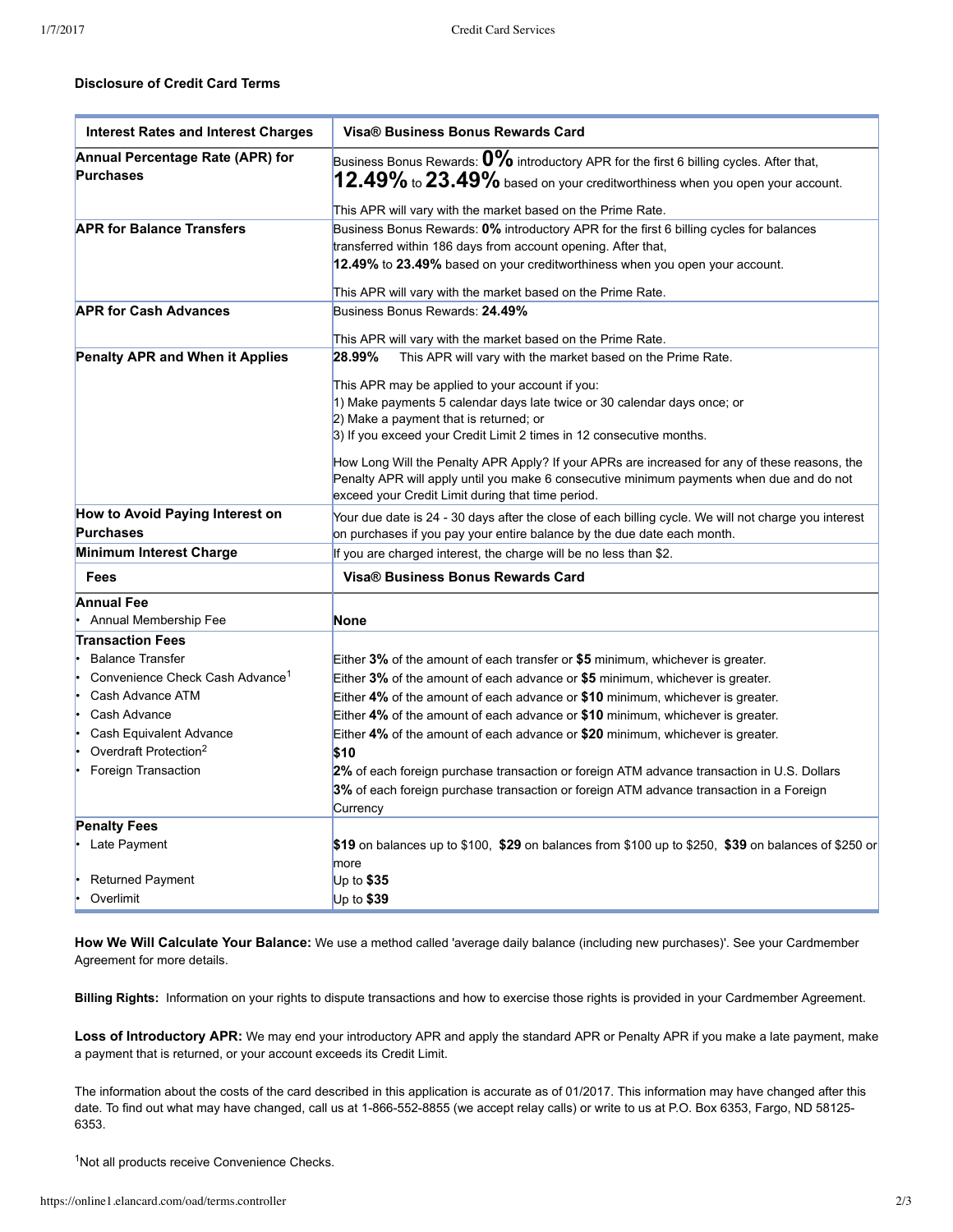**Disclosure of Credit Card Terms**

| Interest Rates and Interest Charges | Visa® Business Bonus Rewards Card |
|---|---|
| **Annual Percentage Rate (APR) for Purchases** | Business Bonus Rewards: **0%** introductory APR for the first 6 billing cycles. After that, **12.49%** to **23.49%** based on your creditworthiness when you open your account.<br><br>This APR will vary with the market based on the Prime Rate. |
| **APR for Balance Transfers** | Business Bonus Rewards: **0%** introductory APR for the first 6 billing cycles for balances transferred within 186 days from account opening. After that, **12.49%** to **23.49%** based on your creditworthiness when you open your account.<br><br>This APR will vary with the market based on the Prime Rate. |
| **APR for Cash Advances** | Business Bonus Rewards: **24.49%**<br><br>This APR will vary with the market based on the Prime Rate. |
| **Penalty APR and When it Applies** | **28.99%** This APR will vary with the market based on the Prime Rate.<br><br>This APR may be applied to your account if you:<br>1) Make payments 5 calendar days late twice or 30 calendar days once; or<br>2) Make a payment that is returned; or<br>3) If you exceed your Credit Limit 2 times in 12 consecutive months.<br><br>How Long Will the Penalty APR Apply? If your APRs are increased for any of these reasons, the Penalty APR will apply until you make 6 consecutive minimum payments when due and do not exceed your Credit Limit during that time period. |
| **How to Avoid Paying Interest on Purchases** | Your due date is 24 - 30 days after the close of each billing cycle. We will not charge you interest on purchases if you pay your entire balance by the due date each month. |
| **Minimum Interest Charge** | If you are charged interest, the charge will be no less than $2. |
| **Fees** | **Visa® Business Bonus Rewards Card** |
| **Annual Fee**<br>• Annual Membership Fee | **None** |
| **Transaction Fees**<br>• Balance Transfer<br>• Convenience Check Cash Advance[1]<br>• Cash Advance ATM<br>• Cash Advance<br>• Cash Equivalent Advance<br>• Overdraft Protection[2]<br>• Foreign Transaction | Either **3%** of the amount of each transfer or **$5** minimum, whichever is greater.<br>Either **3%** of the amount of each advance or **$5** minimum, whichever is greater.<br>Either **4%** of the amount of each advance or **$10** minimum, whichever is greater.<br>Either **4%** of the amount of each advance or **$10** minimum, whichever is greater.<br>Either **4%** of the amount of each advance or **$20** minimum, whichever is greater.<br>**$10**<br>**2%** of each foreign purchase transaction or foreign ATM advance transaction in U.S. Dollars<br>**3%** of each foreign purchase transaction or foreign ATM advance transaction in a Foreign Currency |
| **Penalty Fees**<br>• Late Payment<br><br>• Returned Payment<br>• Overlimit | **$19** on balances up to $100, **$29** on balances from $100 up to $250, **$39** on balances of $250 or more<br>Up to **$35**<br>Up to **$39** |

**How We Will Calculate Your Balance:** We use a method called 'average daily balance (including new purchases)'. See your Cardmember Agreement for more details.

**Billing Rights:** Information on your rights to dispute transactions and how to exercise those rights is provided in your Cardmember Agreement.

**Loss of Introductory APR:** We may end your introductory APR and apply the standard APR or Penalty APR if you make a late payment, make a payment that is returned, or your account exceeds its Credit Limit.

The information about the costs of the card described in this application is accurate as of 01/2017. This information may have changed after this date. To find out what may have changed, call us at 1-866-552-8855 (we accept relay calls) or write to us at P.O. Box 6353, Fargo, ND 58125-6353.

[1]Not all products receive Convenience Checks.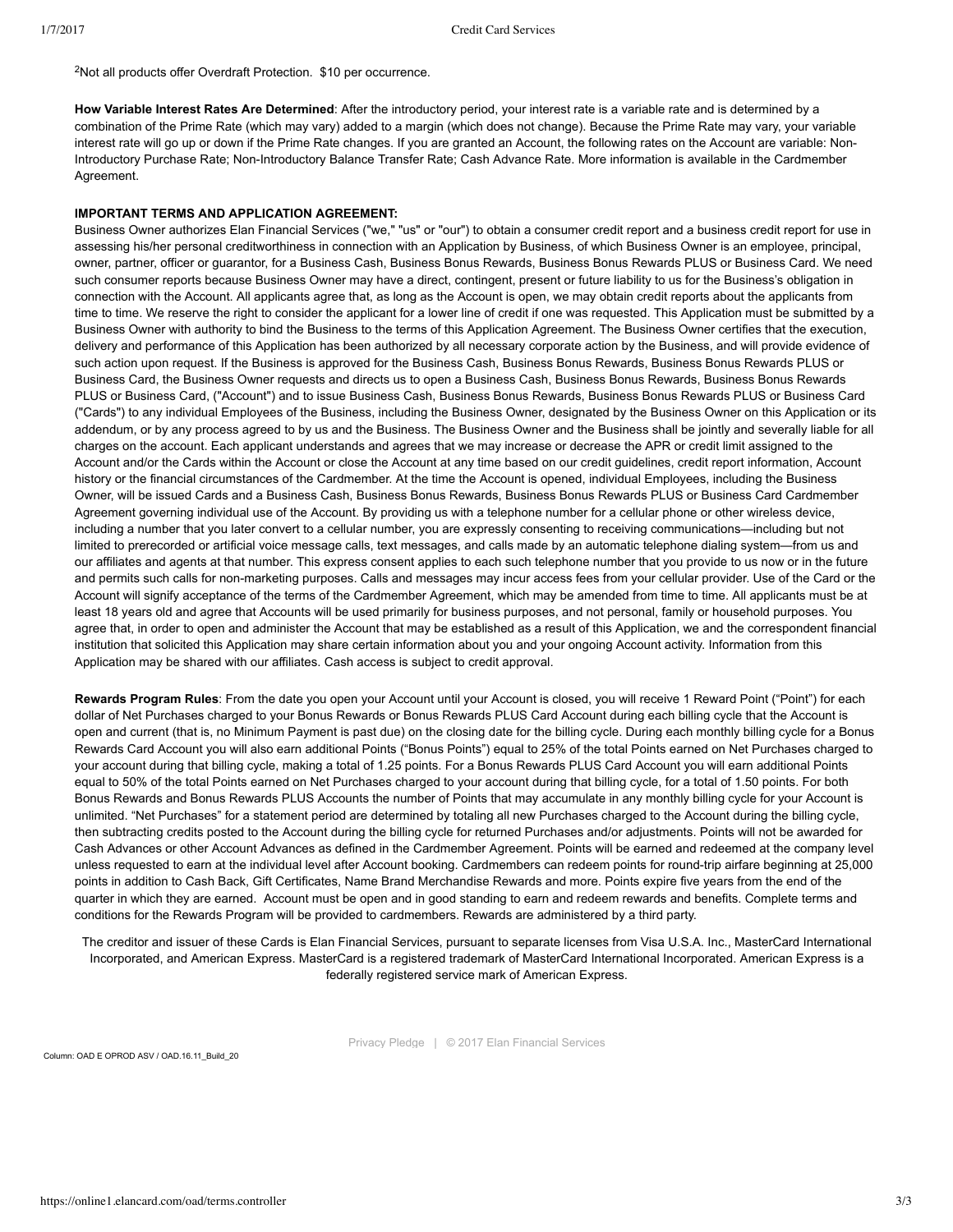[2]Not all products offer Overdraft Protection. $10 per occurrence.

**How Variable Interest Rates Are Determined**: After the introductory period, your interest rate is a variable rate and is determined by a combination of the Prime Rate (which may vary) added to a margin (which does not change). Because the Prime Rate may vary, your variable interest rate will go up or down if the Prime Rate changes. If you are granted an Account, the following rates on the Account are variable: Non-Introductory Purchase Rate; Non-Introductory Balance Transfer Rate; Cash Advance Rate. More information is available in the Cardmember Agreement.

**IMPORTANT TERMS AND APPLICATION AGREEMENT:**
Business Owner authorizes Elan Financial Services ("we," "us" or "our") to obtain a consumer credit report and a business credit report for use in assessing his/her personal creditworthiness in connection with an Application by Business, of which Business Owner is an employee, principal, owner, partner, officer or guarantor, for a Business Cash, Business Bonus Rewards, Business Bonus Rewards PLUS or Business Card. We need such consumer reports because Business Owner may have a direct, contingent, present or future liability to us for the Business's obligation in connection with the Account. All applicants agree that, as long as the Account is open, we may obtain credit reports about the applicants from time to time. We reserve the right to consider the applicant for a lower line of credit if one was requested. This Application must be submitted by a Business Owner with authority to bind the Business to the terms of this Application Agreement. The Business Owner certifies that the execution, delivery and performance of this Application has been authorized by all necessary corporate action by the Business, and will provide evidence of such action upon request. If the Business is approved for the Business Cash, Business Bonus Rewards, Business Bonus Rewards PLUS or Business Card, the Business Owner requests and directs us to open a Business Cash, Business Bonus Rewards, Business Bonus Rewards PLUS or Business Card, ("Account") and to issue Business Cash, Business Bonus Rewards, Business Bonus Rewards PLUS or Business Card ("Cards") to any individual Employees of the Business, including the Business Owner, designated by the Business Owner on this Application or its addendum, or by any process agreed to by us and the Business. The Business Owner and the Business shall be jointly and severally liable for all charges on the account. Each applicant understands and agrees that we may increase or decrease the APR or credit limit assigned to the Account and/or the Cards within the Account or close the Account at any time based on our credit guidelines, credit report information, Account history or the financial circumstances of the Cardmember. At the time the Account is opened, individual Employees, including the Business Owner, will be issued Cards and a Business Cash, Business Bonus Rewards, Business Bonus Rewards PLUS or Business Card Cardmember Agreement governing individual use of the Account. By providing us with a telephone number for a cellular phone or other wireless device, including a number that you later convert to a cellular number, you are expressly consenting to receiving communications—including but not limited to prerecorded or artificial voice message calls, text messages, and calls made by an automatic telephone dialing system—from us and our affiliates and agents at that number. This express consent applies to each such telephone number that you provide to us now or in the future and permits such calls for non-marketing purposes. Calls and messages may incur access fees from your cellular provider. Use of the Card or the Account will signify acceptance of the terms of the Cardmember Agreement, which may be amended from time to time. All applicants must be at least 18 years old and agree that Accounts will be used primarily for business purposes, and not personal, family or household purposes. You agree that, in order to open and administer the Account that may be established as a result of this Application, we and the correspondent financial institution that solicited this Application may share certain information about you and your ongoing Account activity. Information from this Application may be shared with our affiliates. Cash access is subject to credit approval.

**Rewards Program Rules**: From the date you open your Account until your Account is closed, you will receive 1 Reward Point ("Point") for each dollar of Net Purchases charged to your Bonus Rewards or Bonus Rewards PLUS Card Account during each billing cycle that the Account is open and current (that is, no Minimum Payment is past due) on the closing date for the billing cycle. During each monthly billing cycle for a Bonus Rewards Card Account you will also earn additional Points ("Bonus Points") equal to 25% of the total Points earned on Net Purchases charged to your account during that billing cycle, making a total of 1.25 points. For a Bonus Rewards PLUS Card Account you will earn additional Points equal to 50% of the total Points earned on Net Purchases charged to your account during that billing cycle, for a total of 1.50 points. For both Bonus Rewards and Bonus Rewards PLUS Accounts the number of Points that may accumulate in any monthly billing cycle for your Account is unlimited. "Net Purchases" for a statement period are determined by totaling all new Purchases charged to the Account during the billing cycle, then subtracting credits posted to the Account during the billing cycle for returned Purchases and/or adjustments. Points will not be awarded for Cash Advances or other Account Advances as defined in the Cardmember Agreement. Points will be earned and redeemed at the company level unless requested to earn at the individual level after Account booking. Cardmembers can redeem points for round-trip airfare beginning at 25,000 points in addition to Cash Back, Gift Certificates, Name Brand Merchandise Rewards and more. Points expire five years from the end of the quarter in which they are earned. Account must be open and in good standing to earn and redeem rewards and benefits. Complete terms and conditions for the Rewards Program will be provided to cardmembers. Rewards are administered by a third party.

The creditor and issuer of these Cards is Elan Financial Services, pursuant to separate licenses from Visa U.S.A. Inc., MasterCard International Incorporated, and American Express. MasterCard is a registered trademark of MasterCard International Incorporated. American Express is a federally registered service mark of American Express.

Privacy Pledge | © 2017 Elan Financial Services

Column: OAD E OPROD ASV / OAD.16.11_Build_20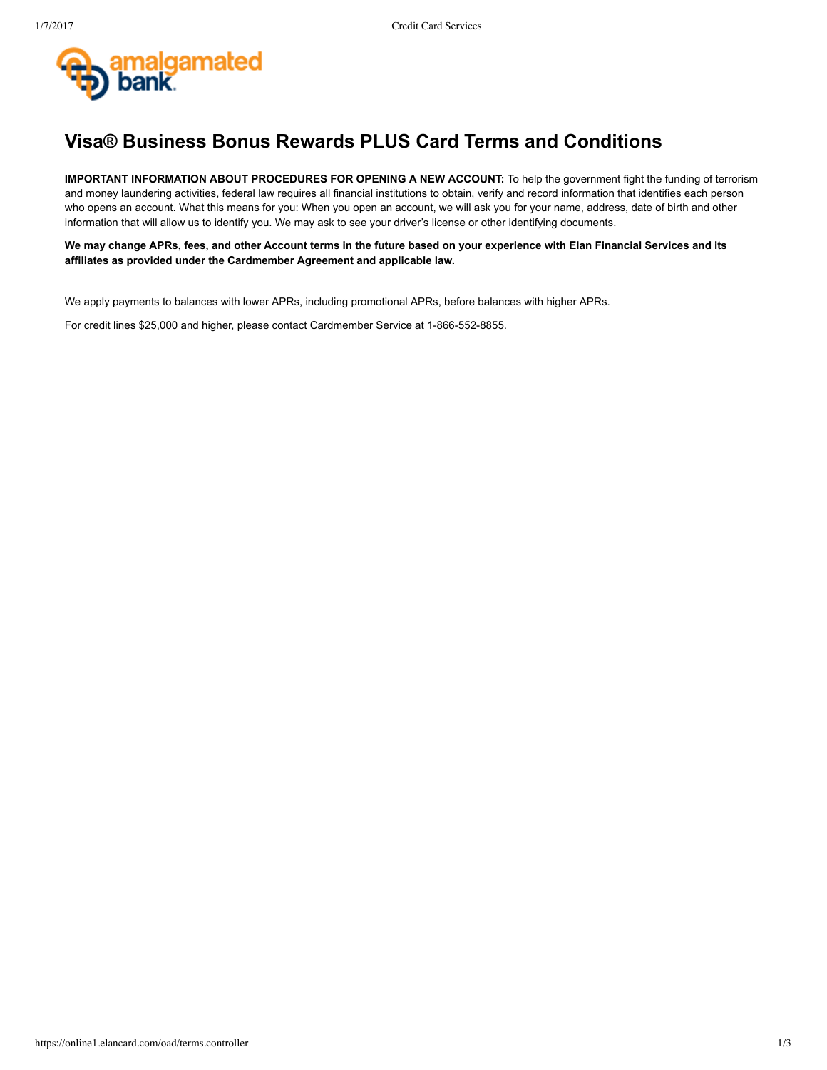# Visa® Business Bonus Rewards PLUS Card Terms and Conditions

**IMPORTANT INFORMATION ABOUT PROCEDURES FOR OPENING A NEW ACCOUNT:** To help the government fight the funding of terrorism and money laundering activities, federal law requires all financial institutions to obtain, verify and record information that identifies each person who opens an account. What this means for you: When you open an account, we will ask you for your name, address, date of birth and other information that will allow us to identify you. We may ask to see your driver's license or other identifying documents.

**We may change APRs, fees, and other Account terms in the future based on your experience with Elan Financial Services and its affiliates as provided under the Cardmember Agreement and applicable law.**

We apply payments to balances with lower APRs, including promotional APRs, before balances with higher APRs.

For credit lines $25,000 and higher, please contact Cardmember Service at 1-866-552-8855.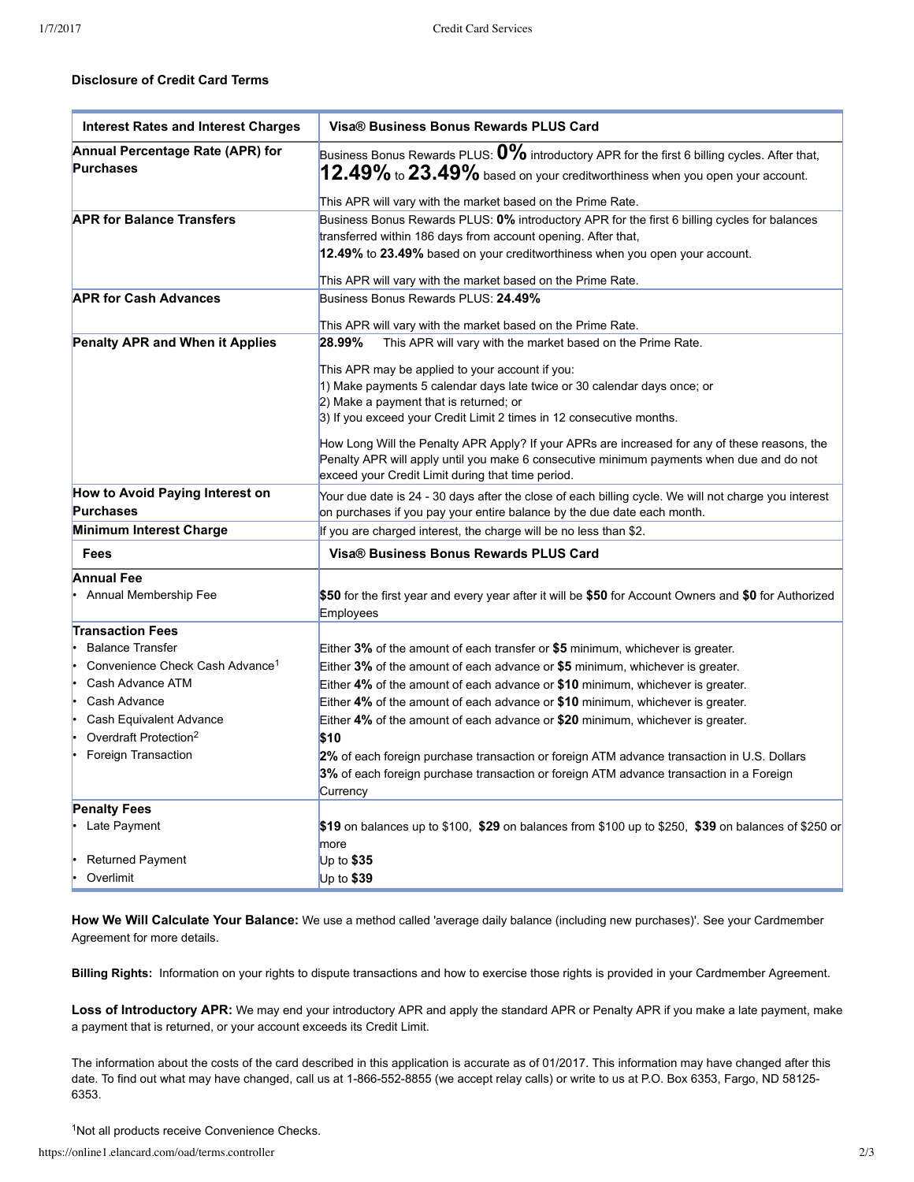### Disclosure of Credit Card Terms

| Interest Rates and Interest Charges | Visa® Business Bonus Rewards PLUS Card |
|---|---|
| **Annual Percentage Rate (APR) for Purchases** | Business Bonus Rewards PLUS: **0%** introductory APR for the first 6 billing cycles. After that, **12.49%** to **23.49%** based on your creditworthiness when you open your account.<br><br>This APR will vary with the market based on the Prime Rate. |
| **APR for Balance Transfers** | Business Bonus Rewards PLUS: **0%** introductory APR for the first 6 billing cycles for balances transferred within 186 days from account opening. After that, **12.49%** to **23.49%** based on your creditworthiness when you open your account.<br><br>This APR will vary with the market based on the Prime Rate. |
| **APR for Cash Advances** | Business Bonus Rewards PLUS: **24.49%**<br><br>This APR will vary with the market based on the Prime Rate. |
| **Penalty APR and When it Applies** | **28.99%** This APR will vary with the market based on the Prime Rate.<br><br>This APR may be applied to your account if you:<br>1) Make payments 5 calendar days late twice or 30 calendar days once; or<br>2) Make a payment that is returned; or<br>3) If you exceed your Credit Limit 2 times in 12 consecutive months.<br><br>How Long Will the Penalty APR Apply? If your APRs are increased for any of these reasons, the Penalty APR will apply until you make 6 consecutive minimum payments when due and do not exceed your Credit Limit during that time period. |
| **How to Avoid Paying Interest on Purchases** | Your due date is 24 - 30 days after the close of each billing cycle. We will not charge you interest on purchases if you pay your entire balance by the due date each month. |
| **Minimum Interest Charge** | If you are charged interest, the charge will be no less than $2. |
| **Fees** | **Visa® Business Bonus Rewards PLUS Card** |
| **Annual Fee**<br>• Annual Membership Fee | **$50** for the first year and every year after it will be **$50** for Account Owners and **$0** for Authorized Employees |
| **Transaction Fees**<br>• Balance Transfer<br>• Convenience Check Cash Advance[1]<br>• Cash Advance ATM<br>• Cash Advance<br>• Cash Equivalent Advance<br>• Overdraft Protection[2]<br>• Foreign Transaction | Either **3%** of the amount of each transfer or **$5** minimum, whichever is greater.<br>Either **3%** of the amount of each advance or **$5** minimum, whichever is greater.<br>Either **4%** of the amount of each advance or **$10** minimum, whichever is greater.<br>Either **4%** of the amount of each advance or **$10** minimum, whichever is greater.<br>Either **4%** of the amount of each advance or **$20** minimum, whichever is greater.<br>**$10**<br>**2%** of each foreign purchase transaction or foreign ATM advance transaction in U.S. Dollars<br>**3%** of each foreign purchase transaction or foreign ATM advance transaction in a Foreign Currency |
| **Penalty Fees**<br>• Late Payment<br><br>• Returned Payment<br>• Overlimit | **$19** on balances up to $100, **$29** on balances from $100 up to $250, **$39** on balances of $250 or more<br>Up to **$35**<br>Up to **$39** |

**How We Will Calculate Your Balance:** We use a method called 'average daily balance (including new purchases)'. See your Cardmember Agreement for more details.

**Billing Rights:** Information on your rights to dispute transactions and how to exercise those rights is provided in your Cardmember Agreement.

**Loss of Introductory APR:** We may end your introductory APR and apply the standard APR or Penalty APR if you make a late payment, make a payment that is returned, or your account exceeds its Credit Limit.

The information about the costs of the card described in this application is accurate as of 01/2017. This information may have changed after this date. To find out what may have changed, call us at 1-866-552-8855 (we accept relay calls) or write to us at P.O. Box 6353, Fargo, ND 58125-6353.

[1]Not all products receive Convenience Checks.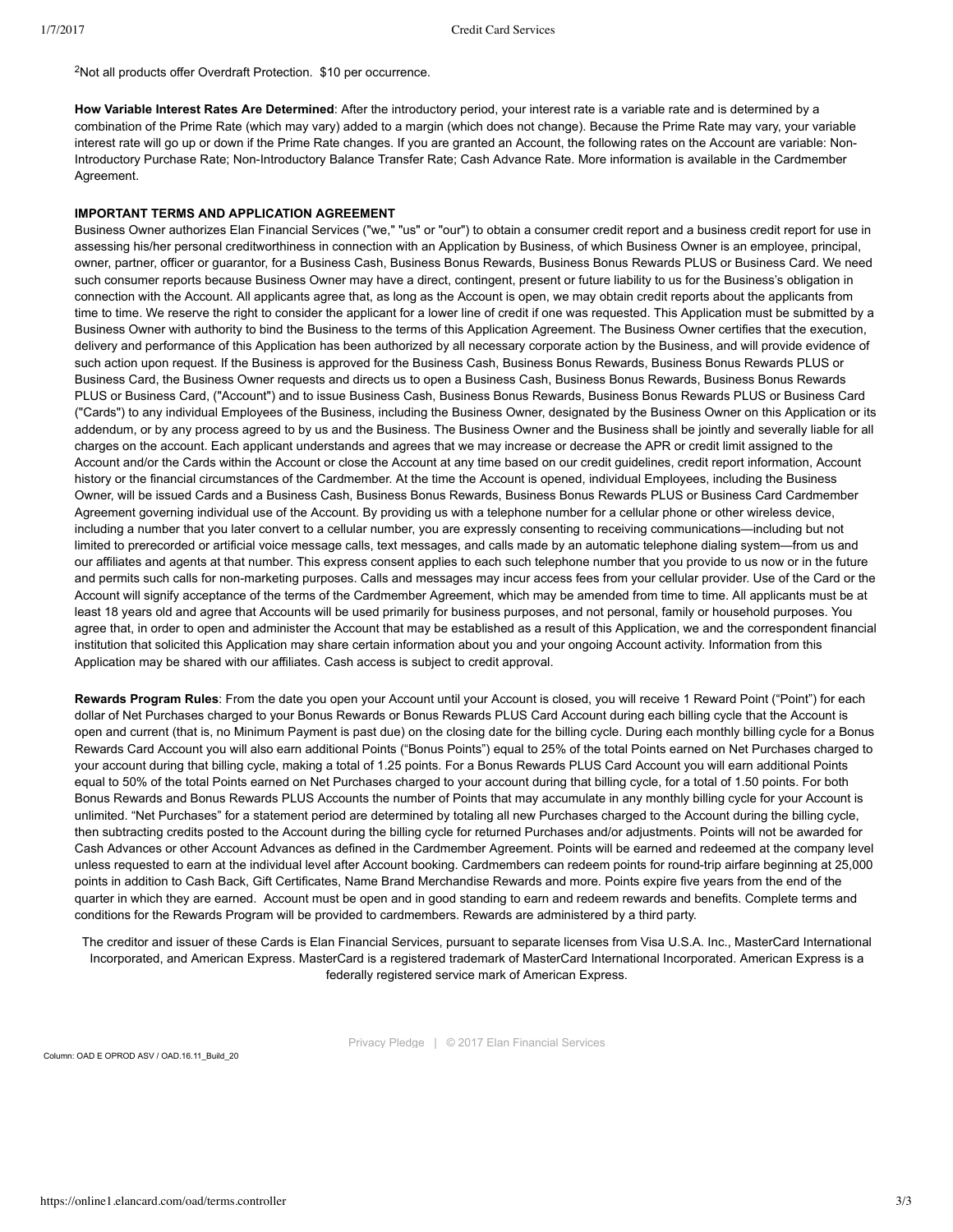[2]Not all products offer Overdraft Protection. $10 per occurrence.

**How Variable Interest Rates Are Determined**: After the introductory period, your interest rate is a variable rate and is determined by a combination of the Prime Rate (which may vary) added to a margin (which does not change). Because the Prime Rate may vary, your variable interest rate will go up or down if the Prime Rate changes. If you are granted an Account, the following rates on the Account are variable: Non-Introductory Purchase Rate; Non-Introductory Balance Transfer Rate; Cash Advance Rate. More information is available in the Cardmember Agreement.

**IMPORTANT TERMS AND APPLICATION AGREEMENT**

Business Owner authorizes Elan Financial Services ("we," "us" or "our") to obtain a consumer credit report and a business credit report for use in assessing his/her personal creditworthiness in connection with an Application by Business, of which Business Owner is an employee, principal, owner, partner, officer or guarantor, for a Business Cash, Business Bonus Rewards, Business Bonus Rewards PLUS or Business Card. We need such consumer reports because Business Owner may have a direct, contingent, present or future liability to us for the Business's obligation in connection with the Account. All applicants agree that, as long as the Account is open, we may obtain credit reports about the applicants from time to time. We reserve the right to consider the applicant for a lower line of credit if one was requested. This Application must be submitted by a Business Owner with authority to bind the Business to the terms of this Application Agreement. The Business Owner certifies that the execution, delivery and performance of this Application has been authorized by all necessary corporate action by the Business, and will provide evidence of such action upon request. If the Business is approved for the Business Cash, Business Bonus Rewards, Business Bonus Rewards PLUS or Business Card, the Business Owner requests and directs us to open a Business Cash, Business Bonus Rewards, Business Bonus Rewards PLUS or Business Card, ("Account") and to issue Business Cash, Business Bonus Rewards, Business Bonus Rewards PLUS or Business Card ("Cards") to any individual Employees of the Business, including the Business Owner, designated by the Business Owner on this Application or its addendum, or by any process agreed to by us and the Business. The Business Owner and the Business shall be jointly and severally liable for all charges on the account. Each applicant understands and agrees that we may increase or decrease the APR or credit limit assigned to the Account and/or the Cards within the Account or close the Account at any time based on our credit guidelines, credit report information, Account history or the financial circumstances of the Cardmember. At the time the Account is opened, individual Employees, including the Business Owner, will be issued Cards and a Business Cash, Business Bonus Rewards, Business Bonus Rewards PLUS or Business Card Cardmember Agreement governing individual use of the Account. By providing us with a telephone number for a cellular phone or other wireless device, including a number that you later convert to a cellular number, you are expressly consenting to receiving communications—including but not limited to prerecorded or artificial voice message calls, text messages, and calls made by an automatic telephone dialing system—from us and our affiliates and agents at that number. This express consent applies to each such telephone number that you provide to us now or in the future and permits such calls for non-marketing purposes. Calls and messages may incur access fees from your cellular provider. Use of the Card or the Account will signify acceptance of the terms of the Cardmember Agreement, which may be amended from time to time. All applicants must be at least 18 years old and agree that Accounts will be used primarily for business purposes, and not personal, family or household purposes. You agree that, in order to open and administer the Account that may be established as a result of this Application, we and the correspondent financial institution that solicited this Application may share certain information about you and your ongoing Account activity. Information from this Application may be shared with our affiliates. Cash access is subject to credit approval.

**Rewards Program Rules**: From the date you open your Account until your Account is closed, you will receive 1 Reward Point ("Point") for each dollar of Net Purchases charged to your Bonus Rewards or Bonus Rewards PLUS Card Account during each billing cycle that the Account is open and current (that is, no Minimum Payment is past due) on the closing date for the billing cycle. During each monthly billing cycle for a Bonus Rewards Card Account you will also earn additional Points ("Bonus Points") equal to 25% of the total Points earned on Net Purchases charged to your account during that billing cycle, making a total of 1.25 points. For a Bonus Rewards PLUS Card Account you will earn additional Points equal to 50% of the total Points earned on Net Purchases charged to your account during that billing cycle, for a total of 1.50 points. For both Bonus Rewards and Bonus Rewards PLUS Accounts the number of Points that may accumulate in any monthly billing cycle for your Account is unlimited. "Net Purchases" for a statement period are determined by totaling all new Purchases charged to the Account during the billing cycle, then subtracting credits posted to the Account during the billing cycle for returned Purchases and/or adjustments. Points will not be awarded for Cash Advances or other Account Advances as defined in the Cardmember Agreement. Points will be earned and redeemed at the company level unless requested to earn at the individual level after Account booking. Cardmembers can redeem points for round-trip airfare beginning at 25,000 points in addition to Cash Back, Gift Certificates, Name Brand Merchandise Rewards and more. Points expire five years from the end of the quarter in which they are earned. Account must be open and in good standing to earn and redeem rewards and benefits. Complete terms and conditions for the Rewards Program will be provided to cardmembers. Rewards are administered by a third party.

The creditor and issuer of these Cards is Elan Financial Services, pursuant to separate licenses from Visa U.S.A. Inc., MasterCard International Incorporated, and American Express. MasterCard is a registered trademark of MasterCard International Incorporated. American Express is a federally registered service mark of American Express.

Privacy Pledge | © 2017 Elan Financial Services

Column: OAD E OPROD ASV / OAD.16.11_Build_20